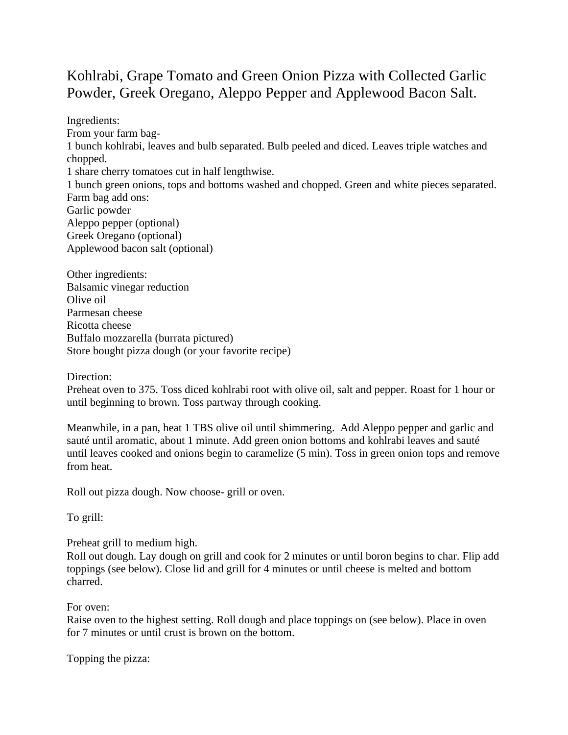# Kohlrabi, Grape Tomato and Green Onion Pizza with Collected Garlic Powder, Greek Oregano, Aleppo Pepper and Applewood Bacon Salt.

Ingredients:
From your farm bag-
1 bunch kohlrabi, leaves and bulb separated. Bulb peeled and diced. Leaves triple watches and chopped.
1 share cherry tomatoes cut in half lengthwise.
1 bunch green onions, tops and bottoms washed and chopped. Green and white pieces separated.
Farm bag add ons:
Garlic powder
Aleppo pepper (optional)
Greek Oregano (optional)
Applewood bacon salt (optional)

Other ingredients:
Balsamic vinegar reduction
Olive oil
Parmesan cheese
Ricotta cheese
Buffalo mozzarella (burrata pictured)
Store bought pizza dough (or your favorite recipe)

Direction:
Preheat oven to 375. Toss diced kohlrabi root with olive oil, salt and pepper. Roast for 1 hour or until beginning to brown. Toss partway through cooking.

Meanwhile, in a pan, heat 1 TBS olive oil until shimmering. Add Aleppo pepper and garlic and sauté until aromatic, about 1 minute. Add green onion bottoms and kohlrabi leaves and sauté until leaves cooked and onions begin to caramelize (5 min). Toss in green onion tops and remove from heat.

Roll out pizza dough. Now choose- grill or oven.

To grill:

Preheat grill to medium high.
Roll out dough. Lay dough on grill and cook for 2 minutes or until boron begins to char. Flip add toppings (see below). Close lid and grill for 4 minutes or until cheese is melted and bottom charred.

For oven:
Raise oven to the highest setting. Roll dough and place toppings on (see below). Place in oven for 7 minutes or until crust is brown on the bottom.

Topping the pizza: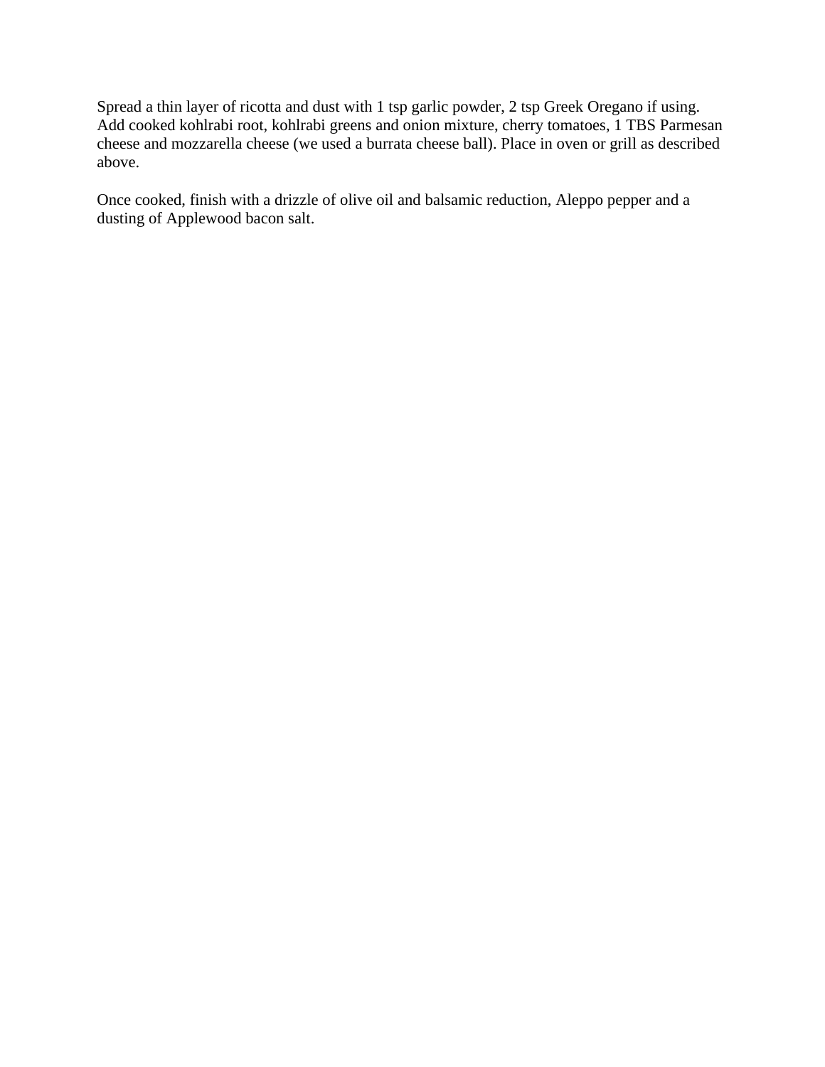Spread a thin layer of ricotta and dust with 1 tsp garlic powder, 2 tsp Greek Oregano if using. Add cooked kohlrabi root, kohlrabi greens and onion mixture, cherry tomatoes, 1 TBS Parmesan cheese and mozzarella cheese (we used a burrata cheese ball). Place in oven or grill as described above.

Once cooked, finish with a drizzle of olive oil and balsamic reduction, Aleppo pepper and a dusting of Applewood bacon salt.